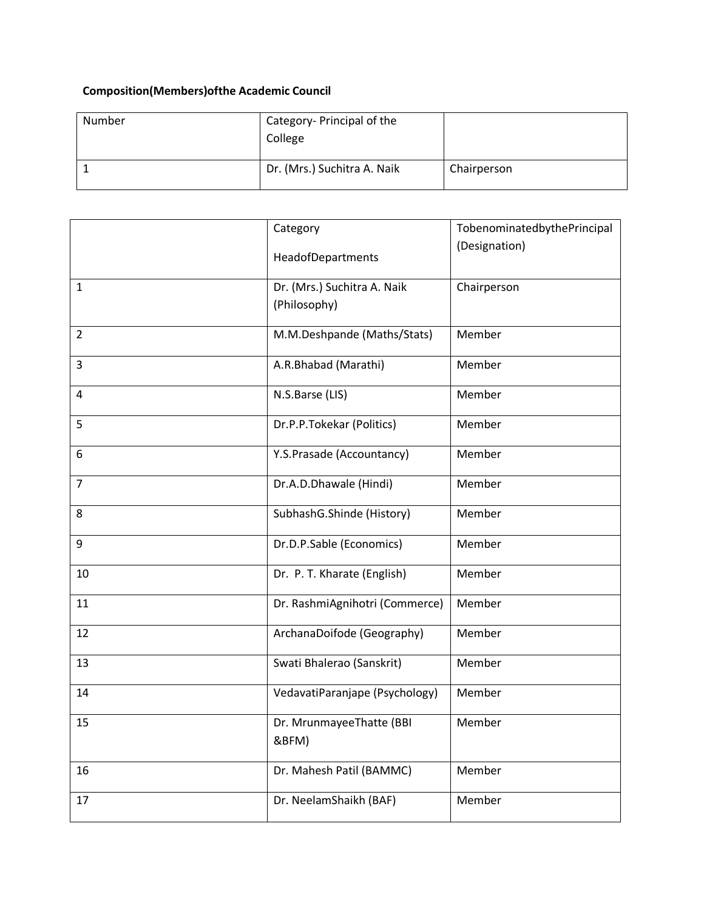**Composition(Members)ofthe Academic Council**

| Number | Category- Principal of the College | |
|---|---|---|
| 1 | Dr. (Mrs.) Suchitra A. Naik | Chairperson |

| | Category<br>HeadofDepartments | TobenominatedbythePrincipal (Designation) |
|---|---|---|
| 1 | Dr. (Mrs.) Suchitra A. Naik (Philosophy) | Chairperson |
| 2 | M.M.Deshpande (Maths/Stats) | Member |
| 3 | A.R.Bhabad (Marathi) | Member |
| 4 | N.S.Barse (LIS) | Member |
| 5 | Dr.P.P.Tokekar (Politics) | Member |
| 6 | Y.S.Prasade (Accountancy) | Member |
| 7 | Dr.A.D.Dhawale (Hindi) | Member |
| 8 | SubhashG.Shinde (History) | Member |
| 9 | Dr.D.P.Sable (Economics) | Member |
| 10 | Dr. P. T. Kharate (English) | Member |
| 11 | Dr. RashmiAgnihotri (Commerce) | Member |
| 12 | ArchanaDoifode (Geography) | Member |
| 13 | Swati Bhalerao (Sanskrit) | Member |
| 14 | VedavatiParanjape (Psychology) | Member |
| 15 | Dr. MrunmayeeThatte (BBI &BFM) | Member |
| 16 | Dr. Mahesh Patil (BAMMC) | Member |
| 17 | Dr. NeelamShaikh (BAF) | Member |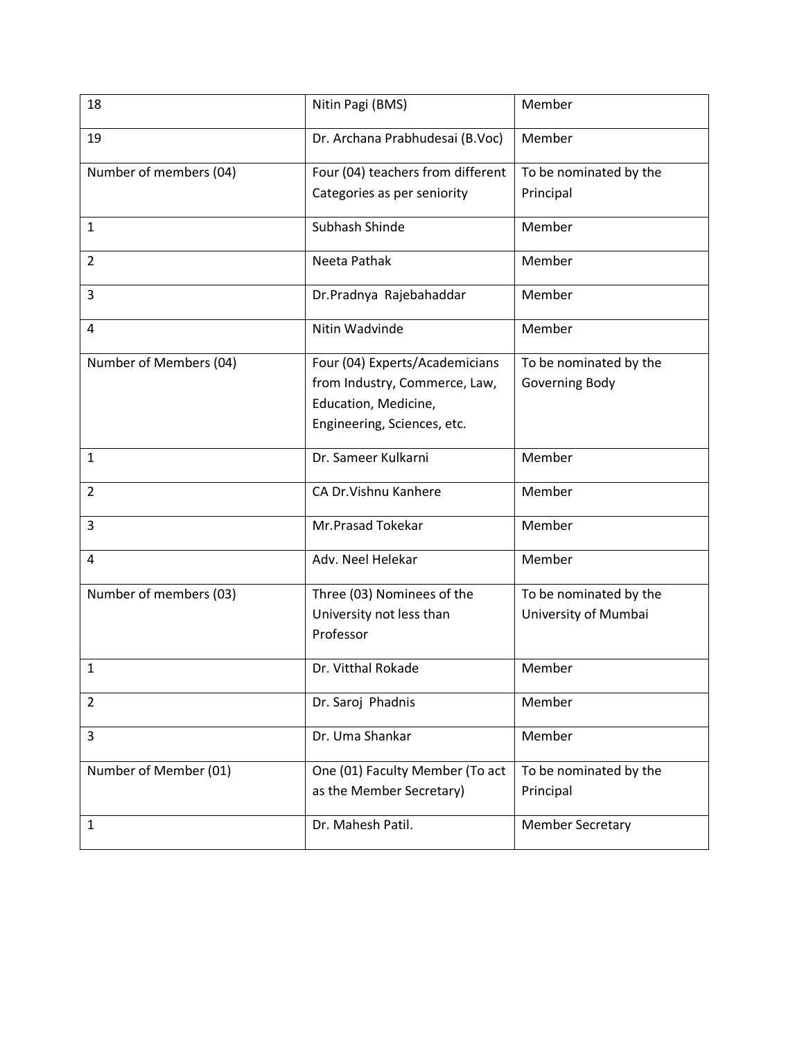| | | |
|---|---|---|
| 18 | Nitin Pagi (BMS) | Member |
| 19 | Dr. Archana Prabhudesai (B.Voc) | Member |
| Number of members (04) | Four (04) teachers from different Categories as per seniority | To be nominated by the Principal |
| 1 | Subhash Shinde | Member |
| 2 | Neeta Pathak | Member |
| 3 | Dr.Pradnya Rajebahaddar | Member |
| 4 | Nitin Wadvinde | Member |
| Number of Members (04) | Four (04) Experts/Academicians from Industry, Commerce, Law, Education, Medicine, Engineering, Sciences, etc. | To be nominated by the Governing Body |
| 1 | Dr. Sameer Kulkarni | Member |
| 2 | CA Dr.Vishnu Kanhere | Member |
| 3 | Mr.Prasad Tokekar | Member |
| 4 | Adv. Neel Helekar | Member |
| Number of members (03) | Three (03) Nominees of the University not less than Professor | To be nominated by the University of Mumbai |
| 1 | Dr. Vitthal Rokade | Member |
| 2 | Dr. Saroj Phadnis | Member |
| 3 | Dr. Uma Shankar | Member |
| Number of Member (01) | One (01) Faculty Member (To act as the Member Secretary) | To be nominated by the Principal |
| 1 | Dr. Mahesh Patil. | Member Secretary |